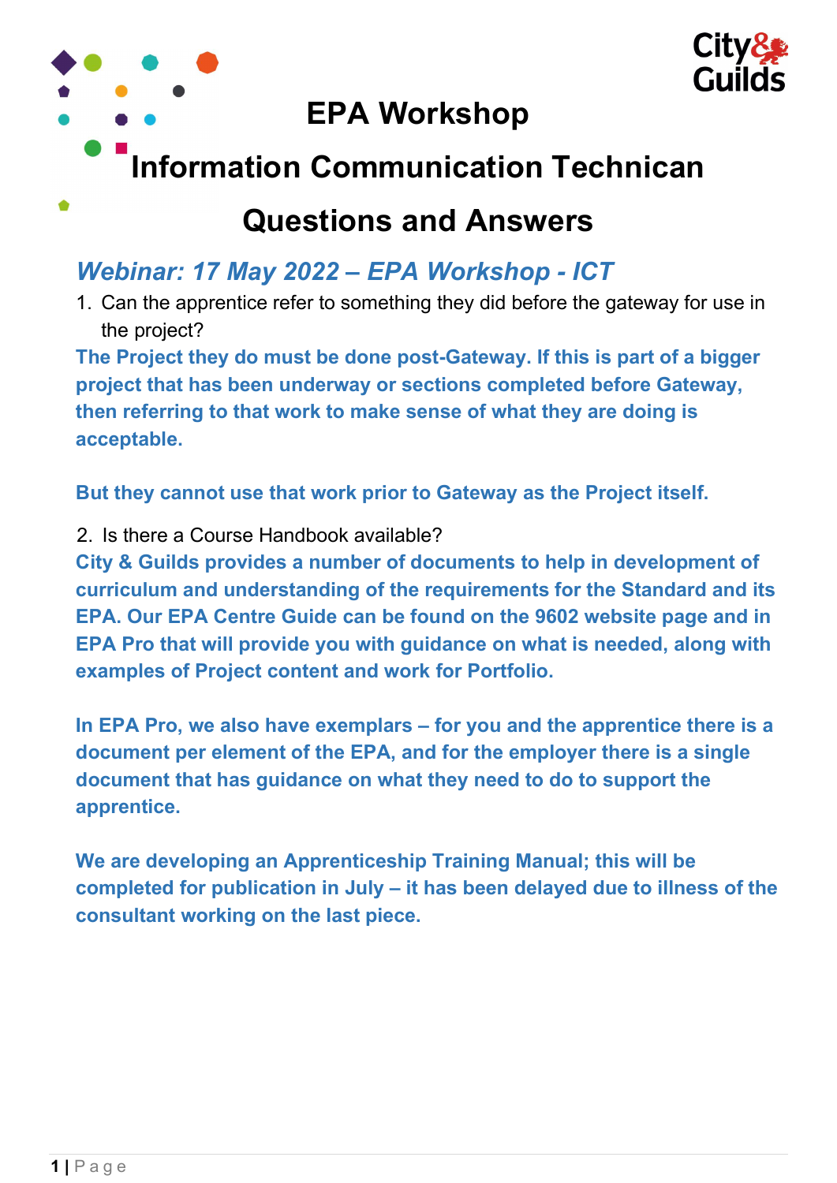# EPA Workshop

# Information Communication Technican

# Questions and Answers

## *Webinar: 17 May 2022 – EPA Workshop - ICT*

1. Can the apprentice refer to something they did before the gateway for use in the project?

**The Project they do must be done post-Gateway. If this is part of a bigger project that has been underway or sections completed before Gateway, then referring to that work to make sense of what they are doing is acceptable.**

**But they cannot use that work prior to Gateway as the Project itself.**

2. Is there a Course Handbook available?

**City & Guilds provides a number of documents to help in development of curriculum and understanding of the requirements for the Standard and its EPA. Our EPA Centre Guide can be found on the 9602 website page and in EPA Pro that will provide you with guidance on what is needed, along with examples of Project content and work for Portfolio.**

**In EPA Pro, we also have exemplars – for you and the apprentice there is a document per element of the EPA, and for the employer there is a single document that has guidance on what they need to do to support the apprentice.**

**We are developing an Apprenticeship Training Manual; this will be completed for publication in July – it has been delayed due to illness of the consultant working on the last piece.**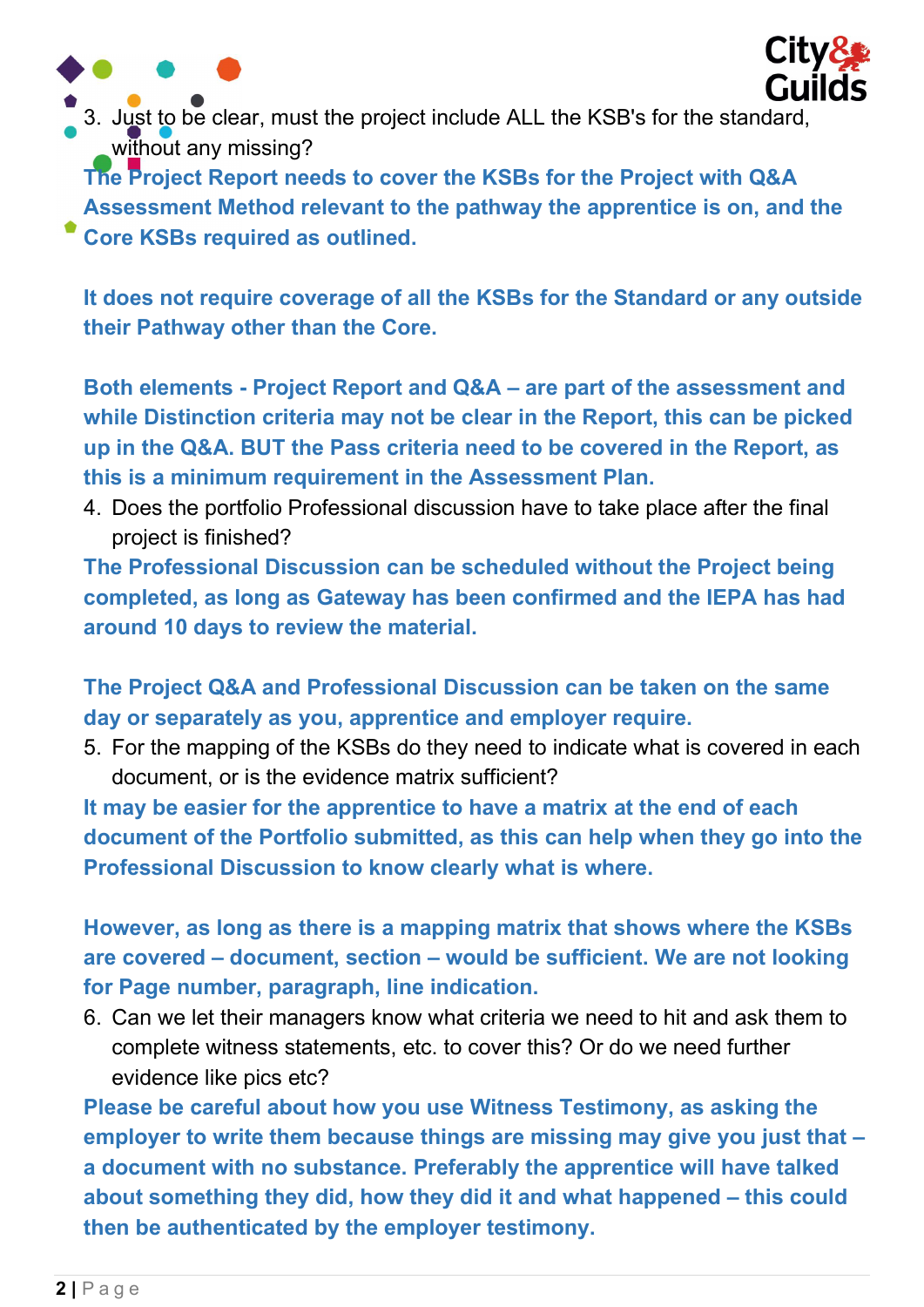3. Just to be clear, must the project include ALL the KSB's for the standard, without any missing?

**The Project Report needs to cover the KSBs for the Project with Q&A Assessment Method relevant to the pathway the apprentice is on, and the Core KSBs required as outlined.**

**It does not require coverage of all the KSBs for the Standard or any outside their Pathway other than the Core.**

**Both elements - Project Report and Q&A – are part of the assessment and while Distinction criteria may not be clear in the Report, this can be picked up in the Q&A. BUT the Pass criteria need to be covered in the Report, as this is a minimum requirement in the Assessment Plan.**

4. Does the portfolio Professional discussion have to take place after the final project is finished?

**The Professional Discussion can be scheduled without the Project being completed, as long as Gateway has been confirmed and the IEPA has had around 10 days to review the material.**

**The Project Q&A and Professional Discussion can be taken on the same day or separately as you, apprentice and employer require.**

5. For the mapping of the KSBs do they need to indicate what is covered in each document, or is the evidence matrix sufficient?

**It may be easier for the apprentice to have a matrix at the end of each document of the Portfolio submitted, as this can help when they go into the Professional Discussion to know clearly what is where.**

**However, as long as there is a mapping matrix that shows where the KSBs are covered – document, section – would be sufficient. We are not looking for Page number, paragraph, line indication.**

6. Can we let their managers know what criteria we need to hit and ask them to complete witness statements, etc. to cover this? Or do we need further evidence like pics etc?

**Please be careful about how you use Witness Testimony, as asking the employer to write them because things are missing may give you just that – a document with no substance. Preferably the apprentice will have talked about something they did, how they did it and what happened – this could then be authenticated by the employer testimony.**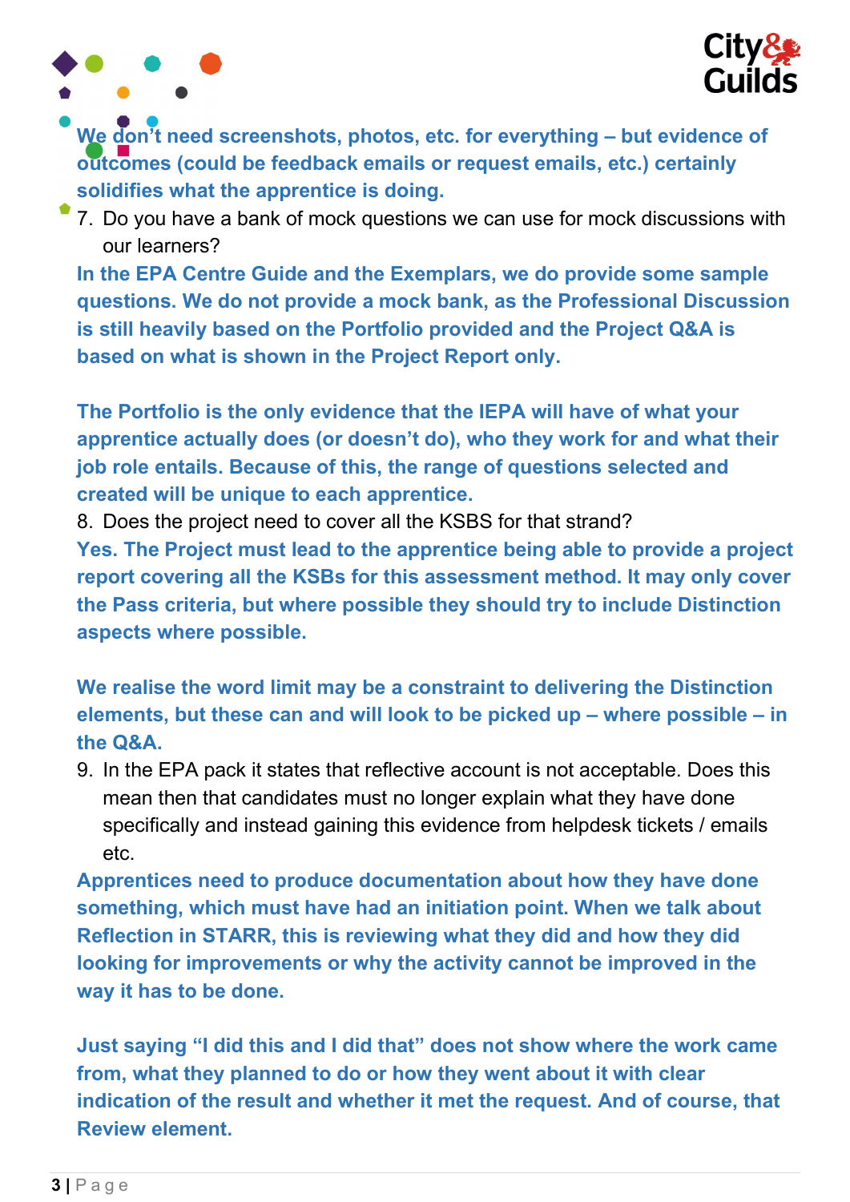**We don't need screenshots, photos, etc. for everything – but evidence of outcomes (could be feedback emails or request emails, etc.) certainly solidifies what the apprentice is doing.**

7. Do you have a bank of mock questions we can use for mock discussions with our learners?

**In the EPA Centre Guide and the Exemplars, we do provide some sample questions. We do not provide a mock bank, as the Professional Discussion is still heavily based on the Portfolio provided and the Project Q&A is based on what is shown in the Project Report only.**

**The Portfolio is the only evidence that the IEPA will have of what your apprentice actually does (or doesn't do), who they work for and what their job role entails. Because of this, the range of questions selected and created will be unique to each apprentice.**

8. Does the project need to cover all the KSBS for that strand?

**Yes. The Project must lead to the apprentice being able to provide a project report covering all the KSBs for this assessment method. It may only cover the Pass criteria, but where possible they should try to include Distinction aspects where possible.**

**We realise the word limit may be a constraint to delivering the Distinction elements, but these can and will look to be picked up – where possible – in the Q&A.**

9. In the EPA pack it states that reflective account is not acceptable. Does this mean then that candidates must no longer explain what they have done specifically and instead gaining this evidence from helpdesk tickets / emails etc.

**Apprentices need to produce documentation about how they have done something, which must have had an initiation point. When we talk about Reflection in STARR, this is reviewing what they did and how they did looking for improvements or why the activity cannot be improved in the way it has to be done.**

**Just saying "I did this and I did that" does not show where the work came from, what they planned to do or how they went about it with clear indication of the result and whether it met the request. And of course, that Review element.**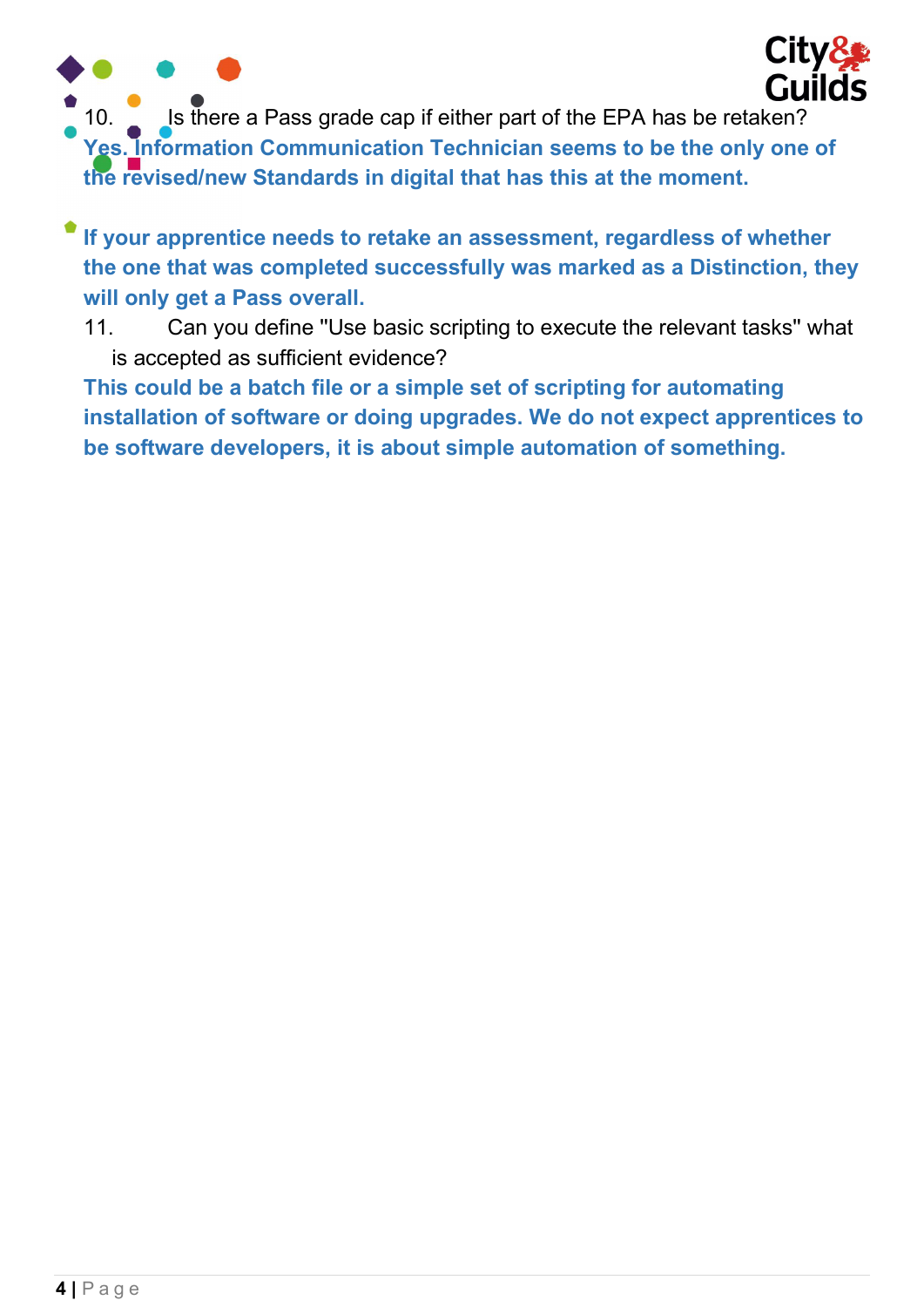10. Is there a Pass grade cap if either part of the EPA has be retaken?

**Yes. Information Communication Technician seems to be the only one of the revised/new Standards in digital that has this at the moment.**

**If your apprentice needs to retake an assessment, regardless of whether the one that was completed successfully was marked as a Distinction, they will only get a Pass overall.**

11. Can you define "Use basic scripting to execute the relevant tasks" what is accepted as sufficient evidence?

**This could be a batch file or a simple set of scripting for automating installation of software or doing upgrades. We do not expect apprentices to be software developers, it is about simple automation of something.**